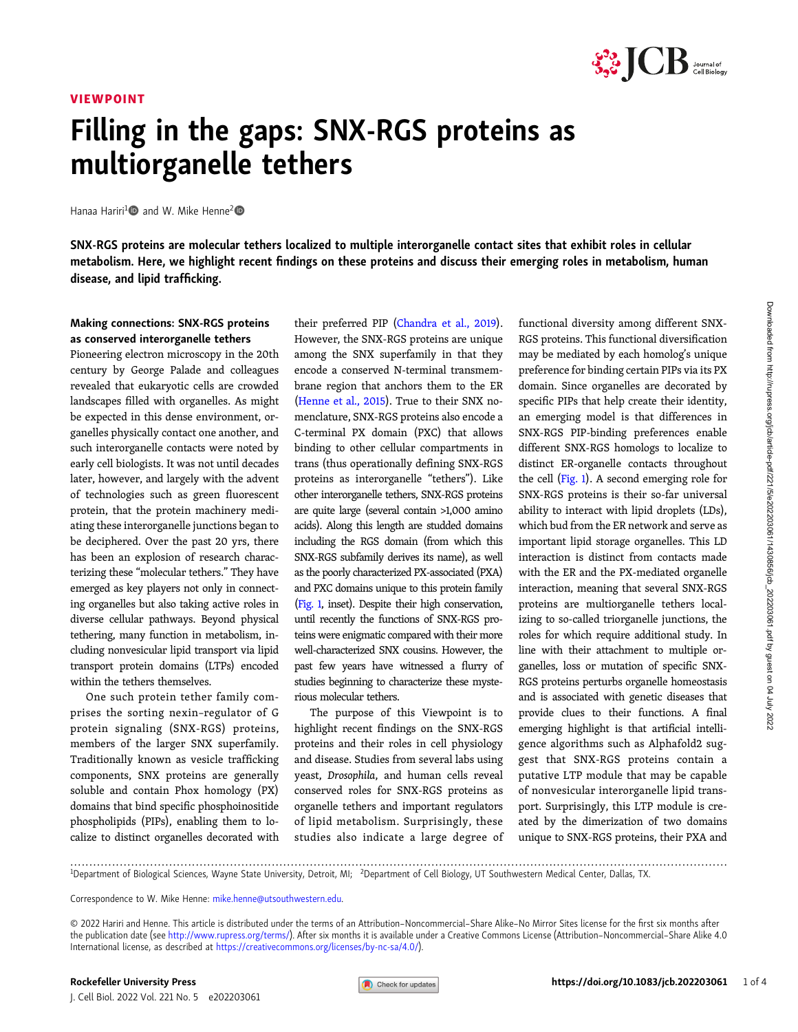VIEWPOINT

# Filling in the gaps: SNX-RGS proteins as multiorganelle tethers

Hanaa Hariri[1] and W. Mike Henne[2]

**SNX-RGS proteins are molecular tethers localized to multiple interorganelle contact sites that exhibit roles in cellular metabolism. Here, we highlight recent findings on these proteins and discuss their emerging roles in metabolism, human disease, and lipid trafficking.**

### Making connections: SNX-RGS proteins as conserved interorganelle tethers

Pioneering electron microscopy in the 20th century by George Palade and colleagues revealed that eukaryotic cells are crowded landscapes filled with organelles. As might be expected in this dense environment, organelles physically contact one another, and such interorganelle contacts were noted by early cell biologists. It was not until decades later, however, and largely with the advent of technologies such as green fluorescent protein, that the protein machinery mediating these interorganelle junctions began to be deciphered. Over the past 20 yrs, there has been an explosion of research characterizing these "molecular tethers." They have emerged as key players not only in connecting organelles but also taking active roles in diverse cellular pathways. Beyond physical tethering, many function in metabolism, including nonvesicular lipid transport via lipid transport protein domains (LTPs) encoded within the tethers themselves.

One such protein tether family comprises the sorting nexin–regulator of G protein signaling (SNX-RGS) proteins, members of the larger SNX superfamily. Traditionally known as vesicle trafficking components, SNX proteins are generally soluble and contain Phox homology (PX) domains that bind specific phosphoinositide phospholipids (PIPs), enabling them to localize to distinct organelles decorated with their preferred PIP (Chandra et al., 2019). However, the SNX-RGS proteins are unique among the SNX superfamily in that they encode a conserved N-terminal transmembrane region that anchors them to the ER (Henne et al., 2015). True to their SNX nomenclature, SNX-RGS proteins also encode a C-terminal PX domain (PXC) that allows binding to other cellular compartments in trans (thus operationally defining SNX-RGS proteins as interorganelle "tethers"). Like other interorganelle tethers, SNX-RGS proteins are quite large (several contain >1,000 amino acids). Along this length are studded domains including the RGS domain (from which this SNX-RGS subfamily derives its name), as well as the poorly characterized PX-associated (PXA) and PXC domains unique to this protein family (Fig. 1, inset). Despite their high conservation, until recently the functions of SNX-RGS proteins were enigmatic compared with their more well-characterized SNX cousins. However, the past few years have witnessed a flurry of studies beginning to characterize these mysterious molecular tethers.

The purpose of this Viewpoint is to highlight recent findings on the SNX-RGS proteins and their roles in cell physiology and disease. Studies from several labs using yeast, *Drosophila*, and human cells reveal conserved roles for SNX-RGS proteins as organelle tethers and important regulators of lipid metabolism. Surprisingly, these studies also indicate a large degree of functional diversity among different SNX-RGS proteins. This functional diversification may be mediated by each homolog's unique preference for binding certain PIPs via its PX domain. Since organelles are decorated by specific PIPs that help create their identity, an emerging model is that differences in SNX-RGS PIP-binding preferences enable different SNX-RGS homologs to localize to distinct ER-organelle contacts throughout the cell (Fig. 1). A second emerging role for SNX-RGS proteins is their so-far universal ability to interact with lipid droplets (LDs), which bud from the ER network and serve as important lipid storage organelles. This LD interaction is distinct from contacts made with the ER and the PX-mediated organelle interaction, meaning that several SNX-RGS proteins are multiorganelle tethers localizing to so-called triorganelle junctions, the roles for which require additional study. In line with their attachment to multiple organelles, loss or mutation of specific SNX-RGS proteins perturbs organelle homeostasis and is associated with genetic diseases that provide clues to their functions. A final emerging highlight is that artificial intelligence algorithms such as Alphafold2 suggest that SNX-RGS proteins contain a putative LTP module that may be capable of nonvesicular interorganelle lipid transport. Surprisingly, this LTP module is created by the dimerization of two domains unique to SNX-RGS proteins, their PXA and

[1]Department of Biological Sciences, Wayne State University, Detroit, MI; [2]Department of Cell Biology, UT Southwestern Medical Center, Dallas, TX.

Correspondence to W. Mike Henne: mike.henne@utsouthwestern.edu.

© 2022 Hariri and Henne. This article is distributed under the terms of an Attribution–Noncommercial–Share Alike–No Mirror Sites license for the first six months after the publication date (see http://www.rupress.org/terms/). After six months it is available under a Creative Commons License (Attribution–Noncommercial–Share Alike 4.0 International license, as described at https://creativecommons.org/licenses/by-nc-sa/4.0/).

Rockefeller University Press https://doi.org/10.1083/jcb.202203061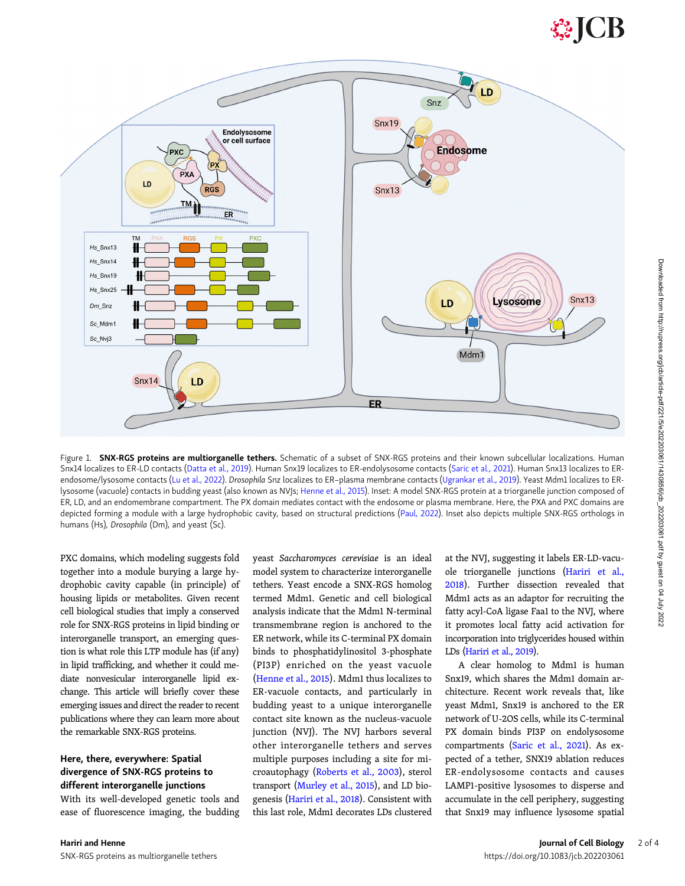Figure 1. **SNX-RGS proteins are multiorganelle tethers.** Schematic of a subset of SNX-RGS proteins and their known subcellular localizations. Human Snx14 localizes to ER-LD contacts (Datta et al., 2019). Human Snx19 localizes to ER-endolysosome contacts (Saric et al., 2021). Human Snx13 localizes to ER-endosome/lysosome contacts (Lu et al., 2022). *Drosophila* Snz localizes to ER–plasma membrane contacts (Ugrankar et al., 2019). Yeast Mdm1 localizes to ER-lysosome (vacuole) contacts in budding yeast (also known as NVJs; Henne et al., 2015). Inset: A model SNX-RGS protein at a triorganelle junction composed of ER, LD, and an endomembrane compartment. The PX domain mediates contact with the endosome or plasma membrane. Here, the PXA and PXC domains are depicted forming a module with a large hydrophobic cavity, based on structural predictions (Paul, 2022). Inset also depicts multiple SNX-RGS orthologs in humans (Hs), *Drosophila* (Dm), and yeast (Sc).

PXC domains, which modeling suggests fold together into a module burying a large hydrophobic cavity capable (in principle) of housing lipids or metabolites. Given recent cell biological studies that imply a conserved role for SNX-RGS proteins in lipid binding or interorganelle transport, an emerging question is what role this LTP module has (if any) in lipid trafficking, and whether it could mediate nonvesicular interorganelle lipid exchange. This article will briefly cover these emerging issues and direct the reader to recent publications where they can learn more about the remarkable SNX-RGS proteins.

### Here, there, everywhere: Spatial divergence of SNX-RGS proteins to different interorganelle junctions

With its well-developed genetic tools and ease of fluorescence imaging, the budding yeast *Saccharomyces cerevisiae* is an ideal model system to characterize interorganelle tethers. Yeast encode a SNX-RGS homolog termed Mdm1. Genetic and cell biological analysis indicate that the Mdm1 N-terminal transmembrane region is anchored to the ER network, while its C-terminal PX domain binds to phosphatidylinositol 3-phosphate (PI3P) enriched on the yeast vacuole (Henne et al., 2015). Mdm1 thus localizes to ER-vacuole contacts, and particularly in budding yeast to a unique interorganelle contact site known as the nucleus-vacuole junction (NVJ). The NVJ harbors several other interorganelle tethers and serves multiple purposes including a site for microautophagy (Roberts et al., 2003), sterol transport (Murley et al., 2015), and LD biogenesis (Hariri et al., 2018). Consistent with this last role, Mdm1 decorates LDs clustered at the NVJ, suggesting it labels ER-LD-vacuole triorganelle junctions (Hariri et al., 2018). Further dissection revealed that Mdm1 acts as an adaptor for recruiting the fatty acyl-CoA ligase Faa1 to the NVJ, where it promotes local fatty acid activation for incorporation into triglycerides housed within LDs (Hariri et al., 2019).

A clear homolog to Mdm1 is human Snx19, which shares the Mdm1 domain architecture. Recent work reveals that, like yeast Mdm1, Snx19 is anchored to the ER network of U-2OS cells, while its C-terminal PX domain binds PI3P on endolysosome compartments (Saric et al., 2021). As expected of a tether, SNX19 ablation reduces ER-endolysosome contacts and causes LAMP1-positive lysosomes to disperse and accumulate in the cell periphery, suggesting that Snx19 may influence lysosome spatial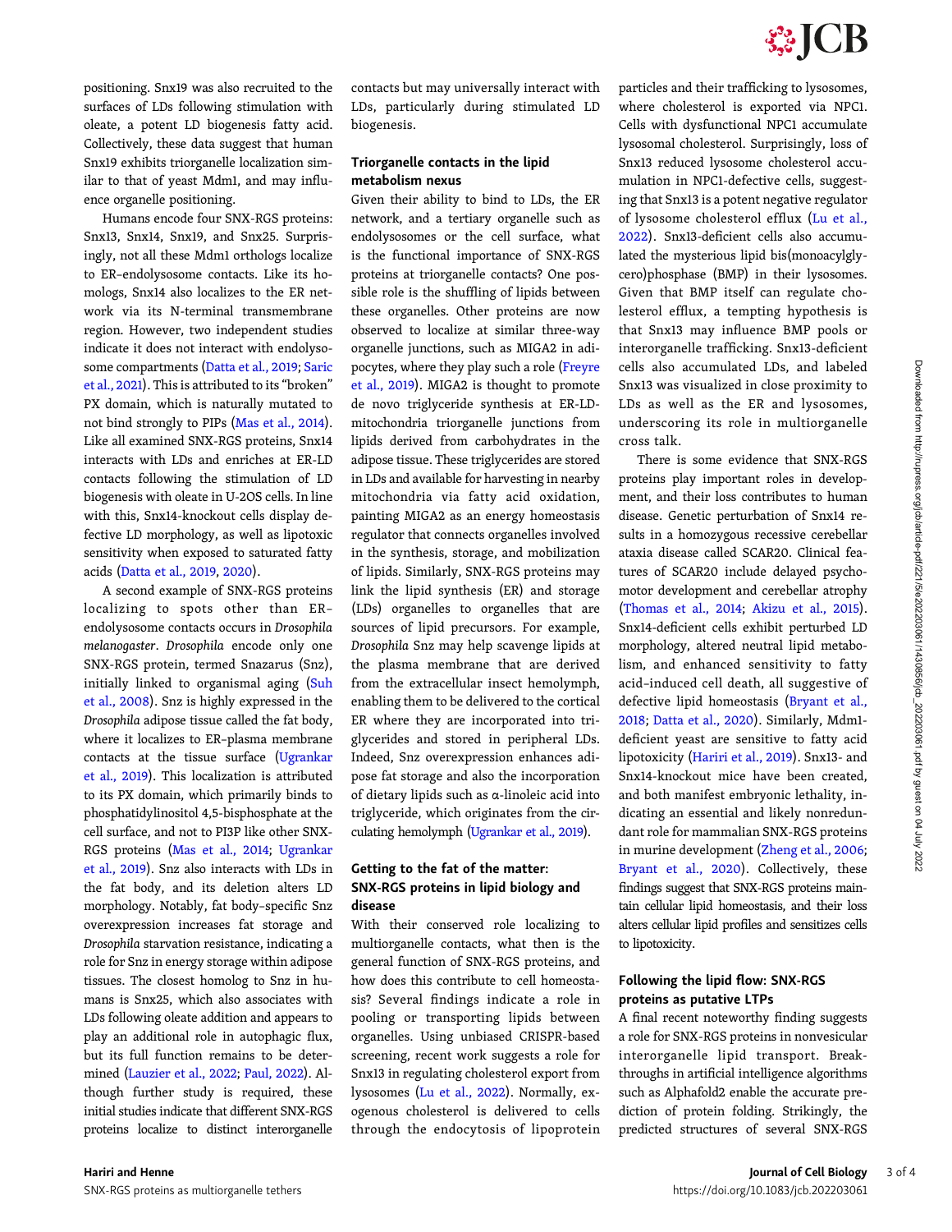positioning. Snx19 was also recruited to the surfaces of LDs following stimulation with oleate, a potent LD biogenesis fatty acid. Collectively, these data suggest that human Snx19 exhibits triorganelle localization similar to that of yeast Mdm1, and may influence organelle positioning.

Humans encode four SNX-RGS proteins: Snx13, Snx14, Snx19, and Snx25. Surprisingly, not all these Mdm1 orthologs localize to ER–endolysosome contacts. Like its homologs, Snx14 also localizes to the ER network via its N-terminal transmembrane region. However, two independent studies indicate it does not interact with endolysosome compartments (Datta et al., 2019; Saric et al., 2021). This is attributed to its "broken" PX domain, which is naturally mutated to not bind strongly to PIPs (Mas et al., 2014). Like all examined SNX-RGS proteins, Snx14 interacts with LDs and enriches at ER-LD contacts following the stimulation of LD biogenesis with oleate in U-2OS cells. In line with this, Snx14-knockout cells display defective LD morphology, as well as lipotoxic sensitivity when exposed to saturated fatty acids (Datta et al., 2019, 2020).

A second example of SNX-RGS proteins localizing to spots other than ER–endolysosome contacts occurs in *Drosophila melanogaster*. *Drosophila* encode only one SNX-RGS protein, termed Snazarus (Snz), initially linked to organismal aging (Suh et al., 2008). Snz is highly expressed in the *Drosophila* adipose tissue called the fat body, where it localizes to ER–plasma membrane contacts at the tissue surface (Ugrankar et al., 2019). This localization is attributed to its PX domain, which primarily binds to phosphatidylinositol 4,5-bisphosphate at the cell surface, and not to PI3P like other SNX-RGS proteins (Mas et al., 2014; Ugrankar et al., 2019). Snz also interacts with LDs in the fat body, and its deletion alters LD morphology. Notably, fat body–specific Snz overexpression increases fat storage and *Drosophila* starvation resistance, indicating a role for Snz in energy storage within adipose tissues. The closest homolog to Snz in humans is Snx25, which also associates with LDs following oleate addition and appears to play an additional role in autophagic flux, but its full function remains to be determined (Lauzier et al., 2022; Paul, 2022). Although further study is required, these initial studies indicate that different SNX-RGS proteins localize to distinct interorganelle contacts but may universally interact with LDs, particularly during stimulated LD biogenesis.

### Triorganelle contacts in the lipid metabolism nexus

Given their ability to bind to LDs, the ER network, and a tertiary organelle such as endolysosomes or the cell surface, what is the functional importance of SNX-RGS proteins at triorganelle contacts? One possible role is the shuffling of lipids between these organelles. Other proteins are now observed to localize at similar three-way organelle junctions, such as MIGA2 in adipocytes, where they play such a role (Freyre et al., 2019). MIGA2 is thought to promote de novo triglyceride synthesis at ER-LD-mitochondria triorganelle junctions from lipids derived from carbohydrates in the adipose tissue. These triglycerides are stored in LDs and available for harvesting in nearby mitochondria via fatty acid oxidation, painting MIGA2 as an energy homeostasis regulator that connects organelles involved in the synthesis, storage, and mobilization of lipids. Similarly, SNX-RGS proteins may link the lipid synthesis (ER) and storage (LDs) organelles to organelles that are sources of lipid precursors. For example, *Drosophila* Snz may help scavenge lipids at the plasma membrane that are derived from the extracellular insect hemolymph, enabling them to be delivered to the cortical ER where they are incorporated into triglycerides and stored in peripheral LDs. Indeed, Snz overexpression enhances adipose fat storage and also the incorporation of dietary lipids such as α-linoleic acid into triglyceride, which originates from the circulating hemolymph (Ugrankar et al., 2019).

### Getting to the fat of the matter: SNX-RGS proteins in lipid biology and disease

With their conserved role localizing to multiorganelle contacts, what then is the general function of SNX-RGS proteins, and how does this contribute to cell homeostasis? Several findings indicate a role in pooling or transporting lipids between organelles. Using unbiased CRISPR-based screening, recent work suggests a role for Snx13 in regulating cholesterol export from lysosomes (Lu et al., 2022). Normally, exogenous cholesterol is delivered to cells through the endocytosis of lipoprotein particles and their trafficking to lysosomes, where cholesterol is exported via NPC1. Cells with dysfunctional NPC1 accumulate lysosomal cholesterol. Surprisingly, loss of Snx13 reduced lysosome cholesterol accumulation in NPC1-defective cells, suggesting that Snx13 is a potent negative regulator of lysosome cholesterol efflux (Lu et al., 2022). Snx13-deficient cells also accumulated the mysterious lipid bis(monoacylglycero)phosphase (BMP) in their lysosomes. Given that BMP itself can regulate cholesterol efflux, a tempting hypothesis is that Snx13 may influence BMP pools or interorganelle trafficking. Snx13-deficient cells also accumulated LDs, and labeled Snx13 was visualized in close proximity to LDs as well as the ER and lysosomes, underscoring its role in multiorganelle cross talk.

There is some evidence that SNX-RGS proteins play important roles in development, and their loss contributes to human disease. Genetic perturbation of Snx14 results in a homozygous recessive cerebellar ataxia disease called SCAR20. Clinical features of SCAR20 include delayed psychomotor development and cerebellar atrophy (Thomas et al., 2014; Akizu et al., 2015). Snx14-deficient cells exhibit perturbed LD morphology, altered neutral lipid metabolism, and enhanced sensitivity to fatty acid–induced cell death, all suggestive of defective lipid homeostasis (Bryant et al., 2018; Datta et al., 2020). Similarly, Mdm1-deficient yeast are sensitive to fatty acid lipotoxicity (Hariri et al., 2019). Snx13- and Snx14-knockout mice have been created, and both manifest embryonic lethality, indicating an essential and likely nonredundant role for mammalian SNX-RGS proteins in murine development (Zheng et al., 2006; Bryant et al., 2020). Collectively, these findings suggest that SNX-RGS proteins maintain cellular lipid homeostasis, and their loss alters cellular lipid profiles and sensitizes cells to lipotoxicity.

### Following the lipid flow: SNX-RGS proteins as putative LTPs

A final recent noteworthy finding suggests a role for SNX-RGS proteins in nonvesicular interorganelle lipid transport. Breakthroughs in artificial intelligence algorithms such as Alphafold2 enable the accurate prediction of protein folding. Strikingly, the predicted structures of several SNX-RGS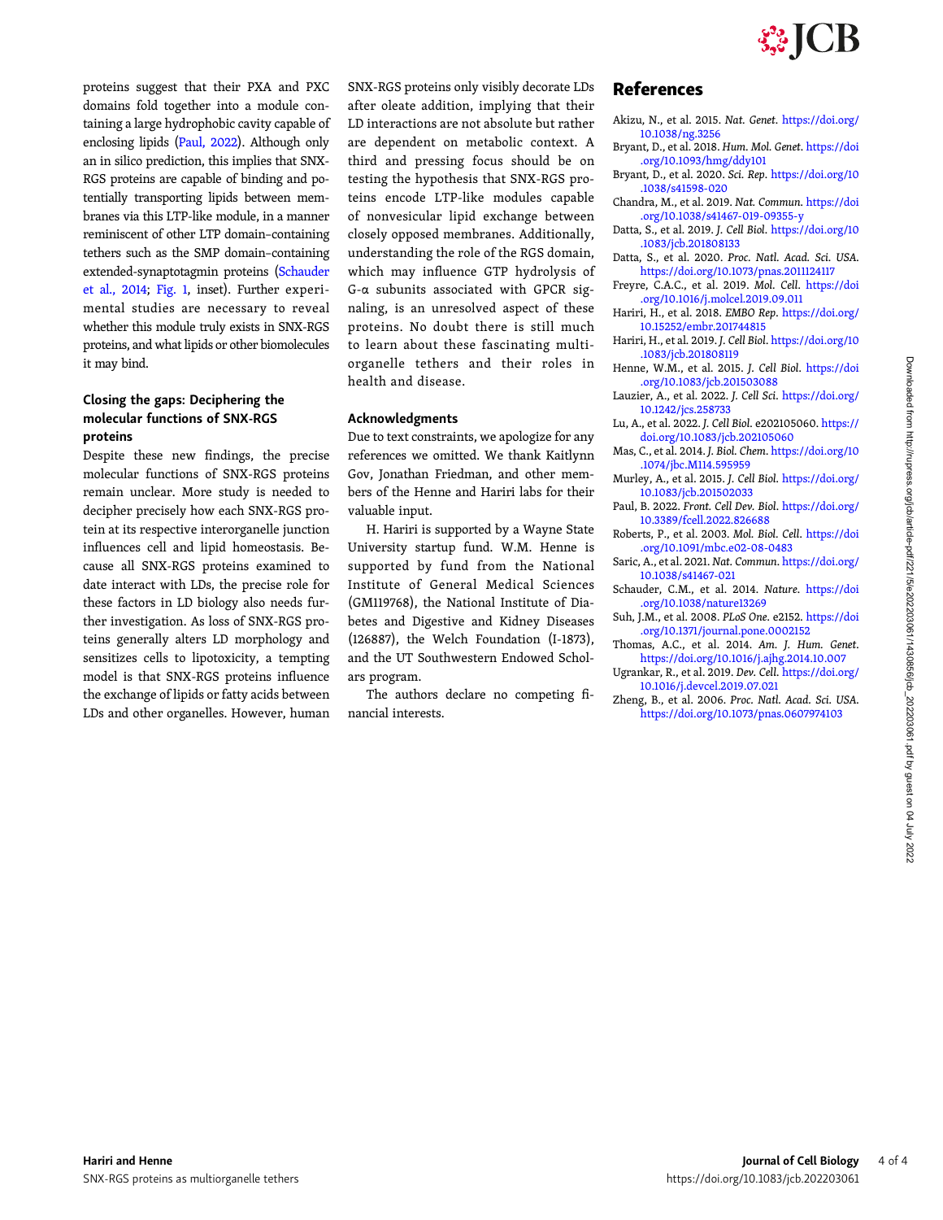proteins suggest that their PXA and PXC domains fold together into a module containing a large hydrophobic cavity capable of enclosing lipids (Paul, 2022). Although only an in silico prediction, this implies that SNX-RGS proteins are capable of binding and potentially transporting lipids between membranes via this LTP-like module, in a manner reminiscent of other LTP domain–containing tethers such as the SMP domain–containing extended-synaptotagmin proteins (Schauder et al., 2014; Fig. 1, inset). Further experimental studies are necessary to reveal whether this module truly exists in SNX-RGS proteins, and what lipids or other biomolecules it may bind.

### Closing the gaps: Deciphering the molecular functions of SNX-RGS proteins

Despite these new findings, the precise molecular functions of SNX-RGS proteins remain unclear. More study is needed to decipher precisely how each SNX-RGS protein at its respective interorganelle junction influences cell and lipid homeostasis. Because all SNX-RGS proteins examined to date interact with LDs, the precise role for these factors in LD biology also needs further investigation. As loss of SNX-RGS proteins generally alters LD morphology and sensitizes cells to lipotoxicity, a tempting model is that SNX-RGS proteins influence the exchange of lipids or fatty acids between LDs and other organelles. However, human SNX-RGS proteins only visibly decorate LDs after oleate addition, implying that their LD interactions are not absolute but rather are dependent on metabolic context. A third and pressing focus should be on testing the hypothesis that SNX-RGS proteins encode LTP-like modules capable of nonvesicular lipid exchange between closely opposed membranes. Additionally, understanding the role of the RGS domain, which may influence GTP hydrolysis of G-α subunits associated with GPCR signaling, is an unresolved aspect of these proteins. No doubt there is still much to learn about these fascinating multi-organelle tethers and their roles in health and disease.

### Acknowledgments

Due to text constraints, we apologize for any references we omitted. We thank Kaitlynn Gov, Jonathan Friedman, and other members of the Henne and Hariri labs for their valuable input.

H. Hariri is supported by a Wayne State University startup fund. W.M. Henne is supported by fund from the National Institute of General Medical Sciences (GM119768), the National Institute of Diabetes and Digestive and Kidney Diseases (126887), the Welch Foundation (I-1873), and the UT Southwestern Endowed Scholars program.

The authors declare no competing financial interests.

## References

Akizu, N., et al. 2015. *Nat. Genet.* https://doi.org/10.1038/ng.3256

Bryant, D., et al. 2018. *Hum. Mol. Genet.* https://doi.org/10.1093/hmg/ddy101

Bryant, D., et al. 2020. *Sci. Rep.* https://doi.org/10.1038/s41598-020

Chandra, M., et al. 2019. *Nat. Commun.* https://doi.org/10.1038/s41467-019-09355-y

Datta, S., et al. 2019. *J. Cell Biol.* https://doi.org/10.1083/jcb.201808133

Datta, S., et al. 2020. *Proc. Natl. Acad. Sci. USA.* https://doi.org/10.1073/pnas.2011124117

Freyre, C.A.C., et al. 2019. *Mol. Cell.* https://doi.org/10.1016/j.molcel.2019.09.011

Hariri, H., et al. 2018. *EMBO Rep.* https://doi.org/10.15252/embr.201744815

Hariri, H., et al. 2019. *J. Cell Biol.* https://doi.org/10.1083/jcb.201808119

Henne, W.M., et al. 2015. *J. Cell Biol.* https://doi.org/10.1083/jcb.201503088

Lauzier, A., et al. 2022. *J. Cell Sci.* https://doi.org/10.1242/jcs.258733

Lu, A., et al. 2022. *J. Cell Biol.* e202105060. https://doi.org/10.1083/jcb.202105060

Mas, C., et al. 2014. *J. Biol. Chem.* https://doi.org/10.1074/jbc.M114.595959

Murley, A., et al. 2015. *J. Cell Biol.* https://doi.org/10.1083/jcb.201502033

Paul, B. 2022. *Front. Cell Dev. Biol.* https://doi.org/10.3389/fcell.2022.826688

Roberts, P., et al. 2003. *Mol. Biol. Cell.* https://doi.org/10.1091/mbc.e02-08-0483

Saric, A., et al. 2021. *Nat. Commun.* https://doi.org/10.1038/s41467-021

Schauder, C.M., et al. 2014. *Nature.* https://doi.org/10.1038/nature13269

Suh, J.M., et al. 2008. *PLoS One.* e2152. https://doi.org/10.1371/journal.pone.0002152

Thomas, A.C., et al. 2014. *Am. J. Hum. Genet.* https://doi.org/10.1016/j.ajhg.2014.10.007

Ugrankar, R., et al. 2019. *Dev. Cell.* https://doi.org/10.1016/j.devcel.2019.07.021

Zheng, B., et al. 2006. *Proc. Natl. Acad. Sci. USA.* https://doi.org/10.1073/pnas.0607974103